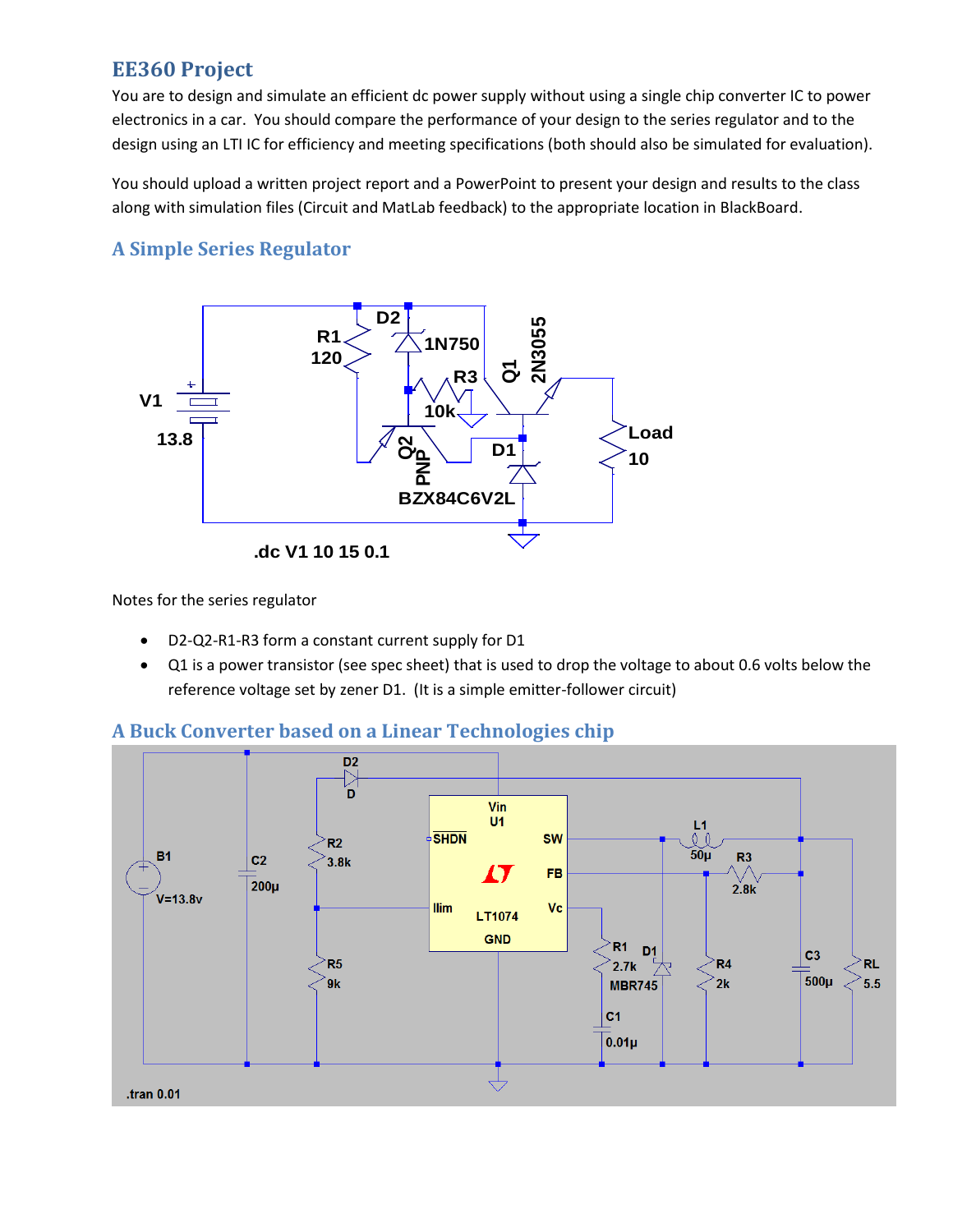## EE360 Project

You are to design and simulate an efficient dc power supply without using a single chip converter IC to power electronics in a car. You should compare the performance of your design to the series regulator and to the design using an LTI IC for efficiency and meeting specifications (both should also be simulated for evaluation).

You should upload a written project report and a PowerPoint to present your design and results to the class along with simulation files (Circuit and MatLab feedback) to the appropriate location in BlackBoard.

### A Simple Series Regulator

Notes for the series regulator

- D2-Q2-R1-R3 form a constant current supply for D1
- Q1 is a power transistor (see spec sheet) that is used to drop the voltage to about 0.6 volts below the reference voltage set by zener D1. (It is a simple emitter-follower circuit)

### A Buck Converter based on a Linear Technologies chip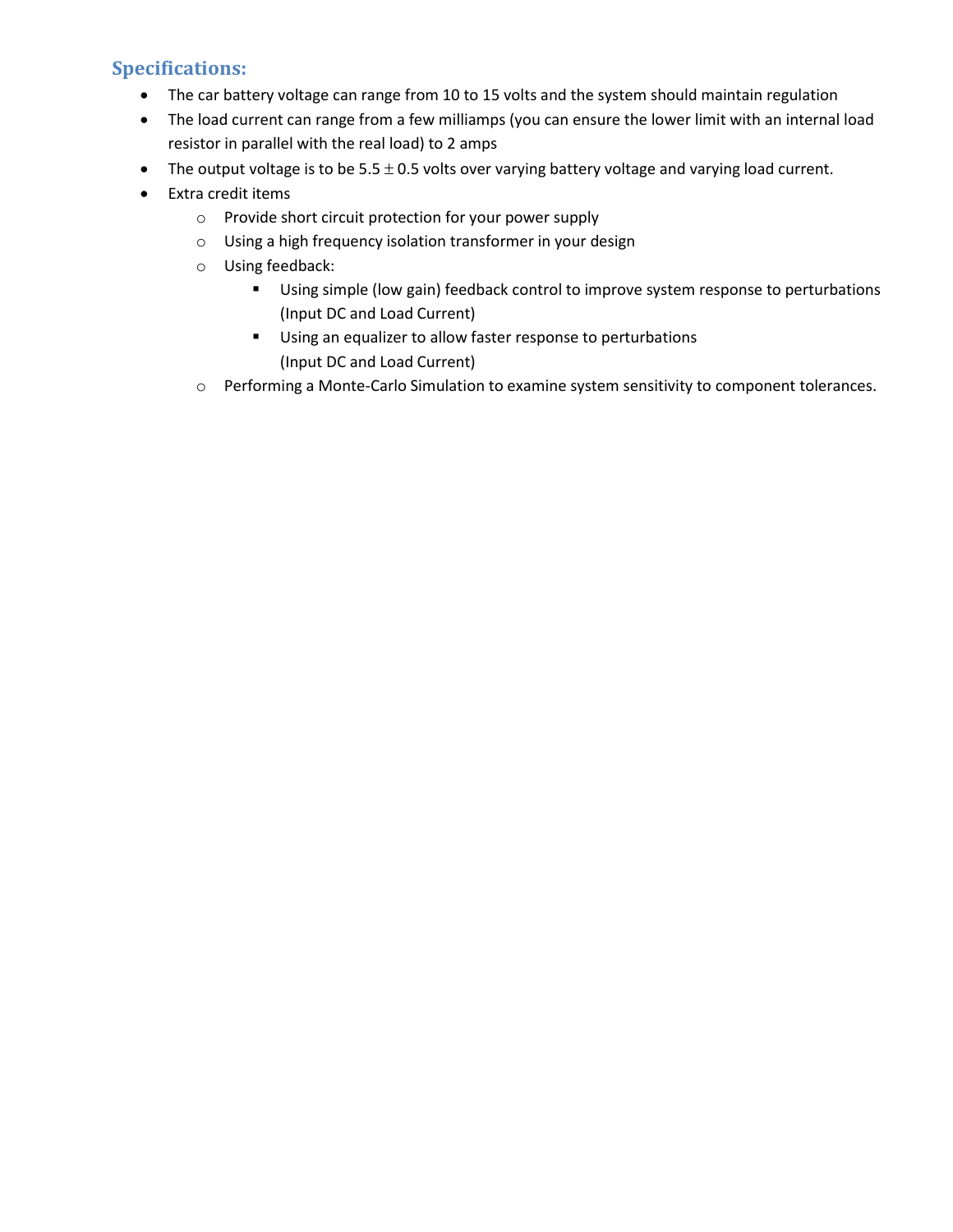## Specifications:

- The car battery voltage can range from 10 to 15 volts and the system should maintain regulation
- The load current can range from a few milliamps (you can ensure the lower limit with an internal load resistor in parallel with the real load) to 2 amps
- The output voltage is to be $5.5 \pm 0.5$ volts over varying battery voltage and varying load current.
- Extra credit items
  - Provide short circuit protection for your power supply
  - Using a high frequency isolation transformer in your design
  - Using feedback:
    - Using simple (low gain) feedback control to improve system response to perturbations (Input DC and Load Current)
    - Using an equalizer to allow faster response to perturbations (Input DC and Load Current)
  - Performing a Monte-Carlo Simulation to examine system sensitivity to component tolerances.